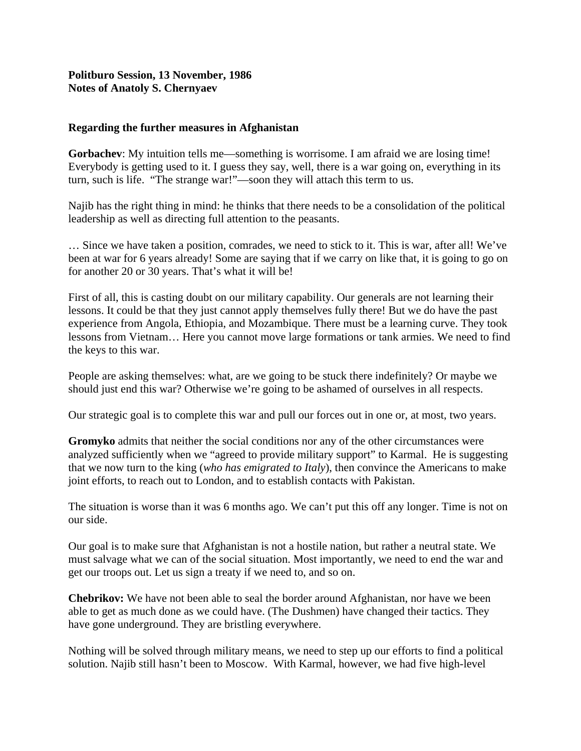**Politburo Session, 13 November, 1986**
**Notes of Anatoly S. Chernyaev**

**Regarding the further measures in Afghanistan**

**Gorbachev**: My intuition tells me—something is worrisome. I am afraid we are losing time! Everybody is getting used to it. I guess they say, well, there is a war going on, everything in its turn, such is life. "The strange war!"—soon they will attach this term to us.

Najib has the right thing in mind: he thinks that there needs to be a consolidation of the political leadership as well as directing full attention to the peasants.

… Since we have taken a position, comrades, we need to stick to it. This is war, after all! We've been at war for 6 years already! Some are saying that if we carry on like that, it is going to go on for another 20 or 30 years. That's what it will be!

First of all, this is casting doubt on our military capability. Our generals are not learning their lessons. It could be that they just cannot apply themselves fully there! But we do have the past experience from Angola, Ethiopia, and Mozambique. There must be a learning curve. They took lessons from Vietnam… Here you cannot move large formations or tank armies. We need to find the keys to this war.

People are asking themselves: what, are we going to be stuck there indefinitely? Or maybe we should just end this war? Otherwise we're going to be ashamed of ourselves in all respects.

Our strategic goal is to complete this war and pull our forces out in one or, at most, two years.

**Gromyko** admits that neither the social conditions nor any of the other circumstances were analyzed sufficiently when we "agreed to provide military support" to Karmal. He is suggesting that we now turn to the king (*who has emigrated to Italy*), then convince the Americans to make joint efforts, to reach out to London, and to establish contacts with Pakistan.

The situation is worse than it was 6 months ago. We can't put this off any longer. Time is not on our side.

Our goal is to make sure that Afghanistan is not a hostile nation, but rather a neutral state. We must salvage what we can of the social situation. Most importantly, we need to end the war and get our troops out. Let us sign a treaty if we need to, and so on.

**Chebrikov:** We have not been able to seal the border around Afghanistan, nor have we been able to get as much done as we could have. (The Dushmen) have changed their tactics. They have gone underground. They are bristling everywhere.

Nothing will be solved through military means, we need to step up our efforts to find a political solution. Najib still hasn't been to Moscow. With Karmal, however, we had five high-level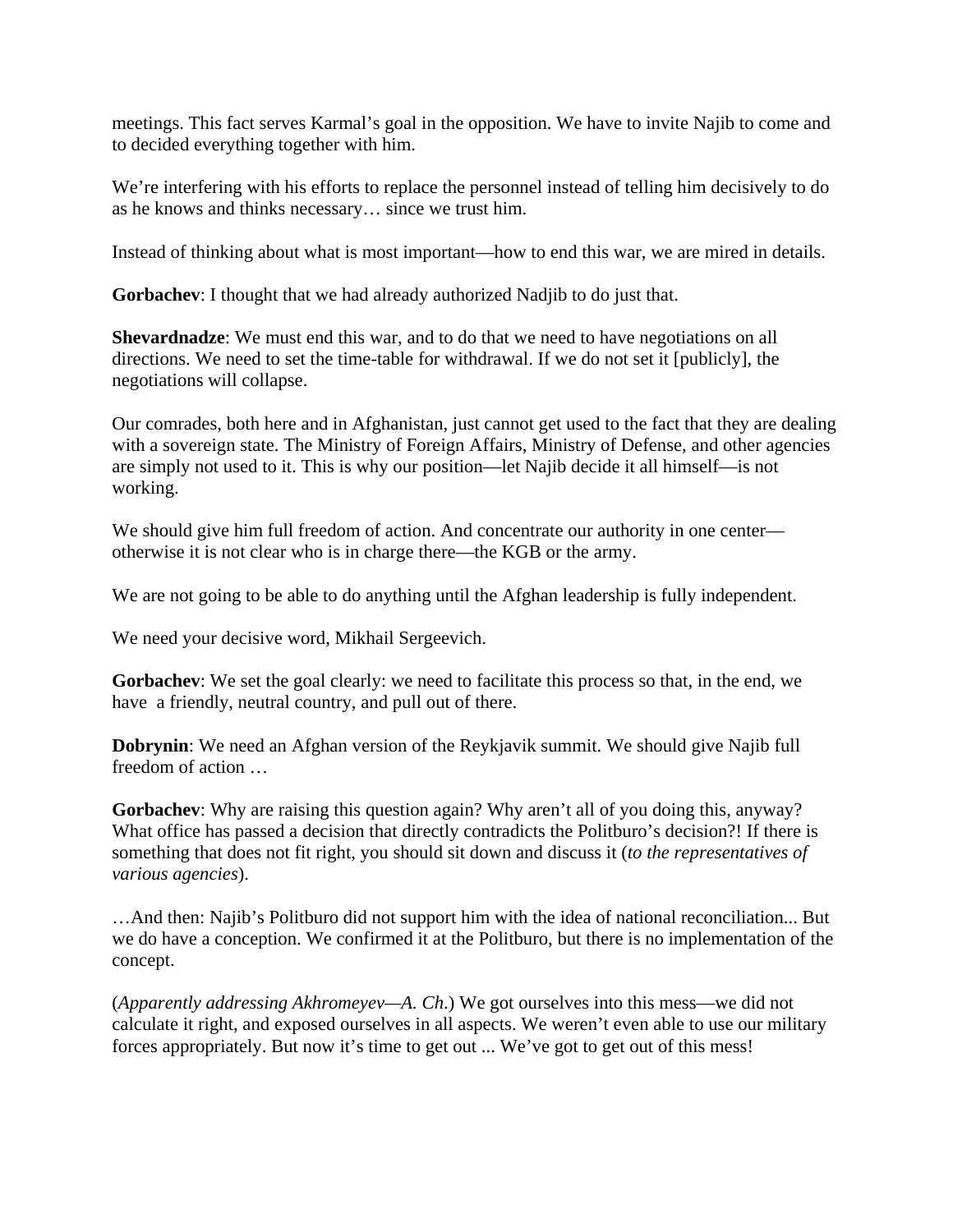meetings. This fact serves Karmal's goal in the opposition. We have to invite Najib to come and to decided everything together with him.

We're interfering with his efforts to replace the personnel instead of telling him decisively to do as he knows and thinks necessary… since we trust him.

Instead of thinking about what is most important—how to end this war, we are mired in details.

**Gorbachev**: I thought that we had already authorized Nadjib to do just that.

**Shevardnadze**: We must end this war, and to do that we need to have negotiations on all directions. We need to set the time-table for withdrawal. If we do not set it [publicly], the negotiations will collapse.

Our comrades, both here and in Afghanistan, just cannot get used to the fact that they are dealing with a sovereign state. The Ministry of Foreign Affairs, Ministry of Defense, and other agencies are simply not used to it. This is why our position—let Najib decide it all himself—is not working.

We should give him full freedom of action. And concentrate our authority in one center—otherwise it is not clear who is in charge there—the KGB or the army.

We are not going to be able to do anything until the Afghan leadership is fully independent.

We need your decisive word, Mikhail Sergeevich.

**Gorbachev**: We set the goal clearly: we need to facilitate this process so that, in the end, we have a friendly, neutral country, and pull out of there.

**Dobrynin**: We need an Afghan version of the Reykjavik summit. We should give Najib full freedom of action …

**Gorbachev**: Why are raising this question again? Why aren't all of you doing this, anyway? What office has passed a decision that directly contradicts the Politburo's decision?! If there is something that does not fit right, you should sit down and discuss it (*to the representatives of various agencies*).

…And then: Najib's Politburo did not support him with the idea of national reconciliation... But we do have a conception. We confirmed it at the Politburo, but there is no implementation of the concept.

(*Apparently addressing Akhromeyev—A. Ch*.) We got ourselves into this mess—we did not calculate it right, and exposed ourselves in all aspects. We weren't even able to use our military forces appropriately. But now it's time to get out ... We've got to get out of this mess!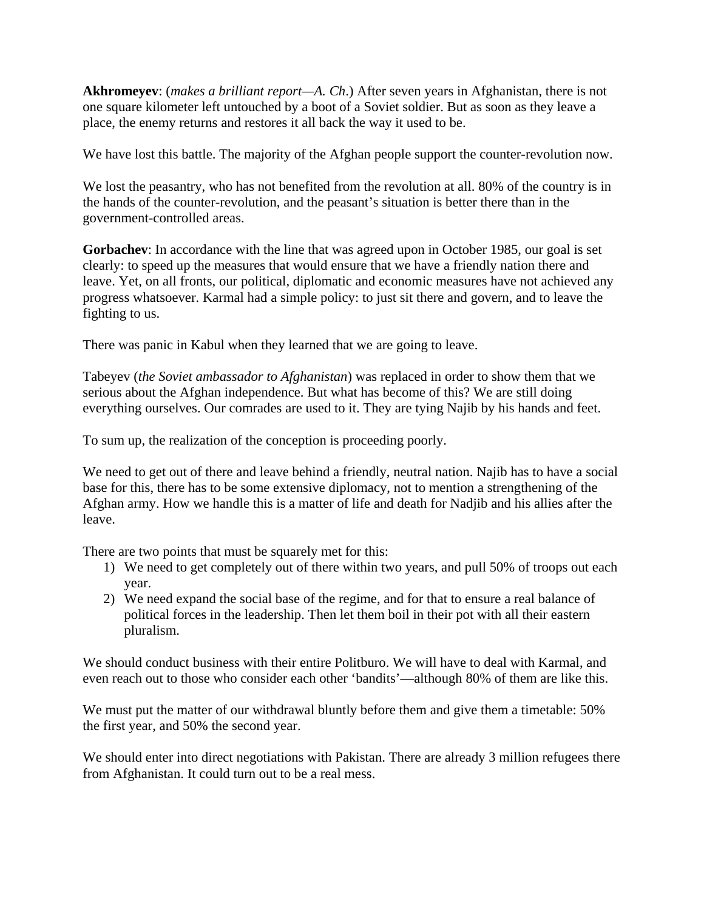**Akhromeyev**: (*makes a brilliant report—A. Ch*.) After seven years in Afghanistan, there is not one square kilometer left untouched by a boot of a Soviet soldier. But as soon as they leave a place, the enemy returns and restores it all back the way it used to be.

We have lost this battle. The majority of the Afghan people support the counter-revolution now.

We lost the peasantry, who has not benefited from the revolution at all. 80% of the country is in the hands of the counter-revolution, and the peasant's situation is better there than in the government-controlled areas.

**Gorbachev**: In accordance with the line that was agreed upon in October 1985, our goal is set clearly: to speed up the measures that would ensure that we have a friendly nation there and leave. Yet, on all fronts, our political, diplomatic and economic measures have not achieved any progress whatsoever. Karmal had a simple policy: to just sit there and govern, and to leave the fighting to us.

There was panic in Kabul when they learned that we are going to leave.

Tabeyev (*the Soviet ambassador to Afghanistan*) was replaced in order to show them that we serious about the Afghan independence. But what has become of this? We are still doing everything ourselves. Our comrades are used to it. They are tying Najib by his hands and feet.

To sum up, the realization of the conception is proceeding poorly.

We need to get out of there and leave behind a friendly, neutral nation. Najib has to have a social base for this, there has to be some extensive diplomacy, not to mention a strengthening of the Afghan army. How we handle this is a matter of life and death for Nadjib and his allies after the leave.

There are two points that must be squarely met for this:

1) We need to get completely out of there within two years, and pull 50% of troops out each year.
2) We need expand the social base of the regime, and for that to ensure a real balance of political forces in the leadership. Then let them boil in their pot with all their eastern pluralism.

We should conduct business with their entire Politburo. We will have to deal with Karmal, and even reach out to those who consider each other 'bandits'—although 80% of them are like this.

We must put the matter of our withdrawal bluntly before them and give them a timetable: 50% the first year, and 50% the second year.

We should enter into direct negotiations with Pakistan. There are already 3 million refugees there from Afghanistan. It could turn out to be a real mess.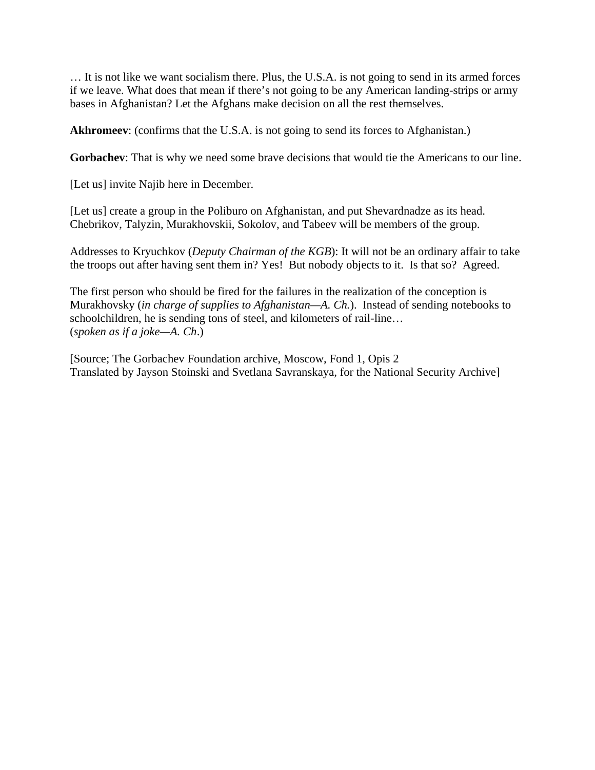… It is not like we want socialism there. Plus, the U.S.A. is not going to send in its armed forces if we leave. What does that mean if there's not going to be any American landing-strips or army bases in Afghanistan? Let the Afghans make decision on all the rest themselves.

**Akhromeev**: (confirms that the U.S.A. is not going to send its forces to Afghanistan.)

**Gorbachev**: That is why we need some brave decisions that would tie the Americans to our line.

[Let us] invite Najib here in December.

[Let us] create a group in the Poliburo on Afghanistan, and put Shevardnadze as its head. Chebrikov, Talyzin, Murakhovskii, Sokolov, and Tabeev will be members of the group.

Addresses to Kryuchkov (*Deputy Chairman of the KGB*): It will not be an ordinary affair to take the troops out after having sent them in? Yes! But nobody objects to it. Is that so? Agreed.

The first person who should be fired for the failures in the realization of the conception is Murakhovsky (*in charge of supplies to Afghanistan—A. Ch.*). Instead of sending notebooks to schoolchildren, he is sending tons of steel, and kilometers of rail-line…
(*spoken as if a joke—A. Ch*.)

[Source; The Gorbachev Foundation archive, Moscow, Fond 1, Opis 2
Translated by Jayson Stoinski and Svetlana Savranskaya, for the National Security Archive]